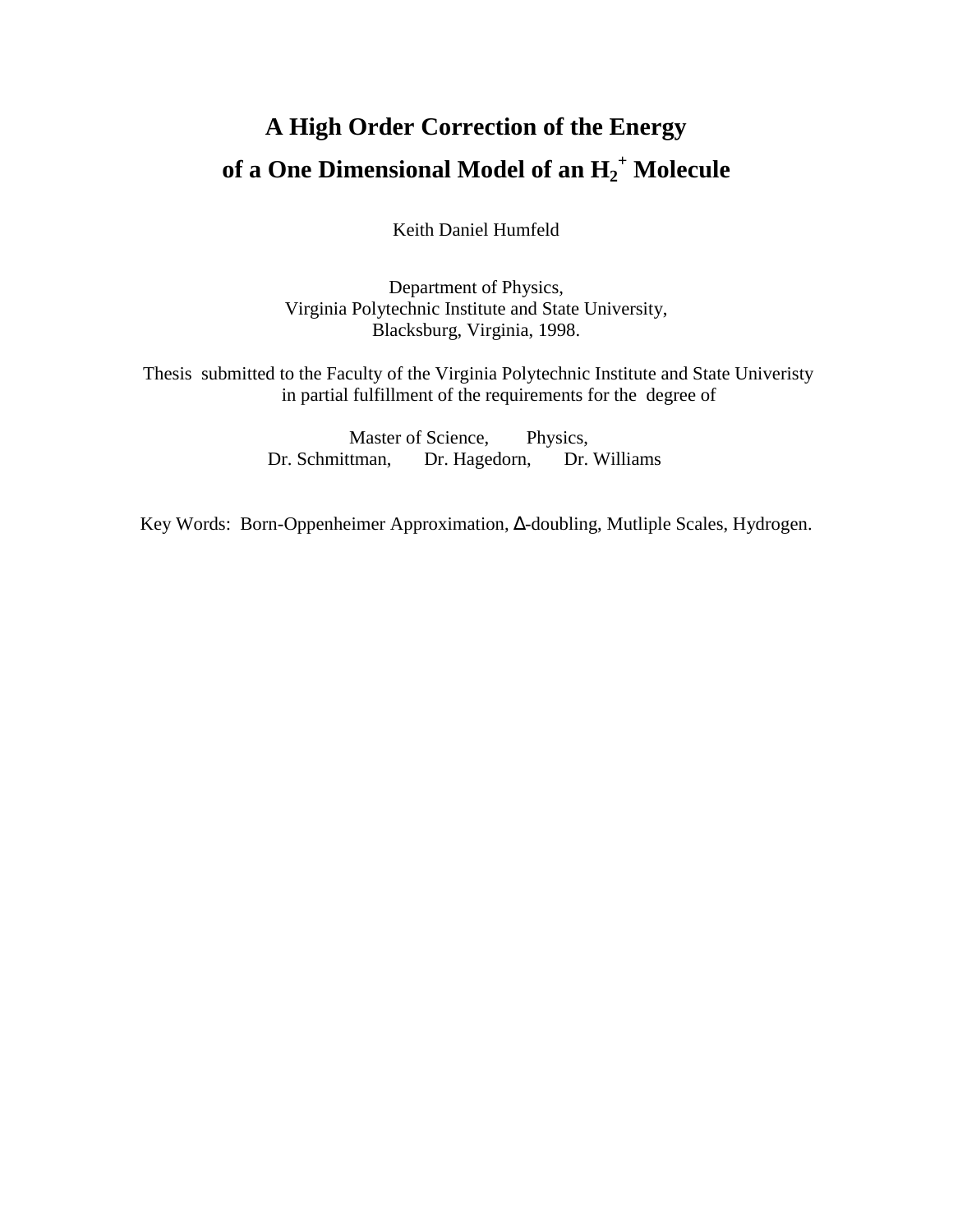# A High Order Correction of the Energy of a One Dimensional Model of an $H_2^+$ Molecule

Keith Daniel Humfeld

Department of Physics,
Virginia Polytechnic Institute and State University,
Blacksburg, Virginia, 1998.

Thesis submitted to the Faculty of the Virginia Polytechnic Institute and State Univeristy in partial fulfillment of the requirements for the degree of

Master of Science, Physics,
Dr. Schmittman, Dr. Hagedorn, Dr. Williams

Key Words: Born-Oppenheimer Approximation, Δ-doubling, Mutliple Scales, Hydrogen.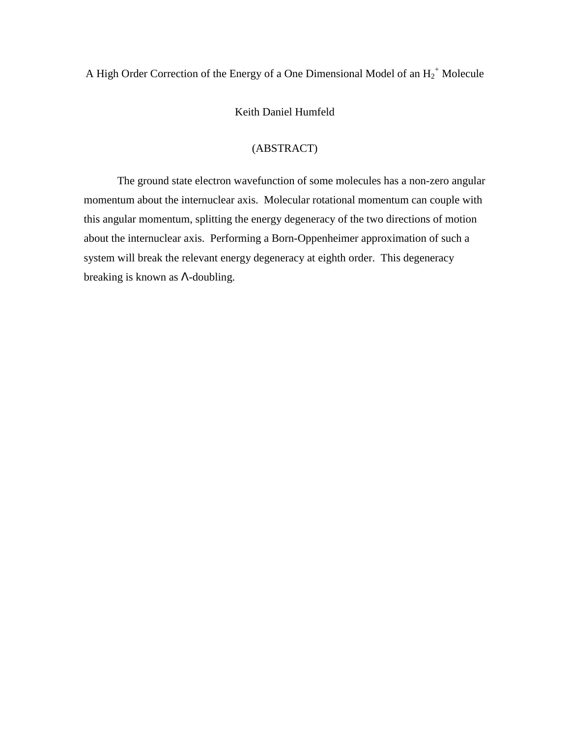# A High Order Correction of the Energy of a One Dimensional Model of an $H_2^+$ Molecule

Keith Daniel Humfeld

(ABSTRACT)

The ground state electron wavefunction of some molecules has a non-zero angular momentum about the internuclear axis. Molecular rotational momentum can couple with this angular momentum, splitting the energy degeneracy of the two directions of motion about the internuclear axis. Performing a Born-Oppenheimer approximation of such a system will break the relevant energy degeneracy at eighth order. This degeneracy breaking is known as $\Lambda$-doubling.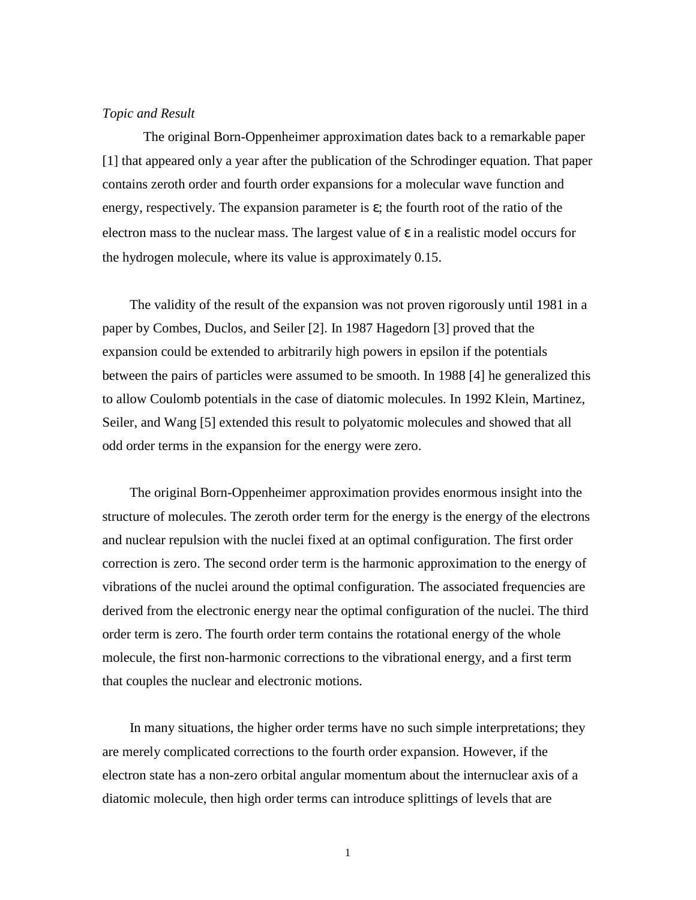*Topic and Result*

The original Born-Oppenheimer approximation dates back to a remarkable paper [1] that appeared only a year after the publication of the Schrodinger equation. That paper contains zeroth order and fourth order expansions for a molecular wave function and energy, respectively. The expansion parameter is $\varepsilon$; the fourth root of the ratio of the electron mass to the nuclear mass. The largest value of $\varepsilon$ in a realistic model occurs for the hydrogen molecule, where its value is approximately 0.15.

The validity of the result of the expansion was not proven rigorously until 1981 in a paper by Combes, Duclos, and Seiler [2]. In 1987 Hagedorn [3] proved that the expansion could be extended to arbitrarily high powers in epsilon if the potentials between the pairs of particles were assumed to be smooth. In 1988 [4] he generalized this to allow Coulomb potentials in the case of diatomic molecules. In 1992 Klein, Martinez, Seiler, and Wang [5] extended this result to polyatomic molecules and showed that all odd order terms in the expansion for the energy were zero.

The original Born-Oppenheimer approximation provides enormous insight into the structure of molecules. The zeroth order term for the energy is the energy of the electrons and nuclear repulsion with the nuclei fixed at an optimal configuration. The first order correction is zero. The second order term is the harmonic approximation to the energy of vibrations of the nuclei around the optimal configuration. The associated frequencies are derived from the electronic energy near the optimal configuration of the nuclei. The third order term is zero. The fourth order term contains the rotational energy of the whole molecule, the first non-harmonic corrections to the vibrational energy, and a first term that couples the nuclear and electronic motions.

In many situations, the higher order terms have no such simple interpretations; they are merely complicated corrections to the fourth order expansion. However, if the electron state has a non-zero orbital angular momentum about the internuclear axis of a diatomic molecule, then high order terms can introduce splittings of levels that are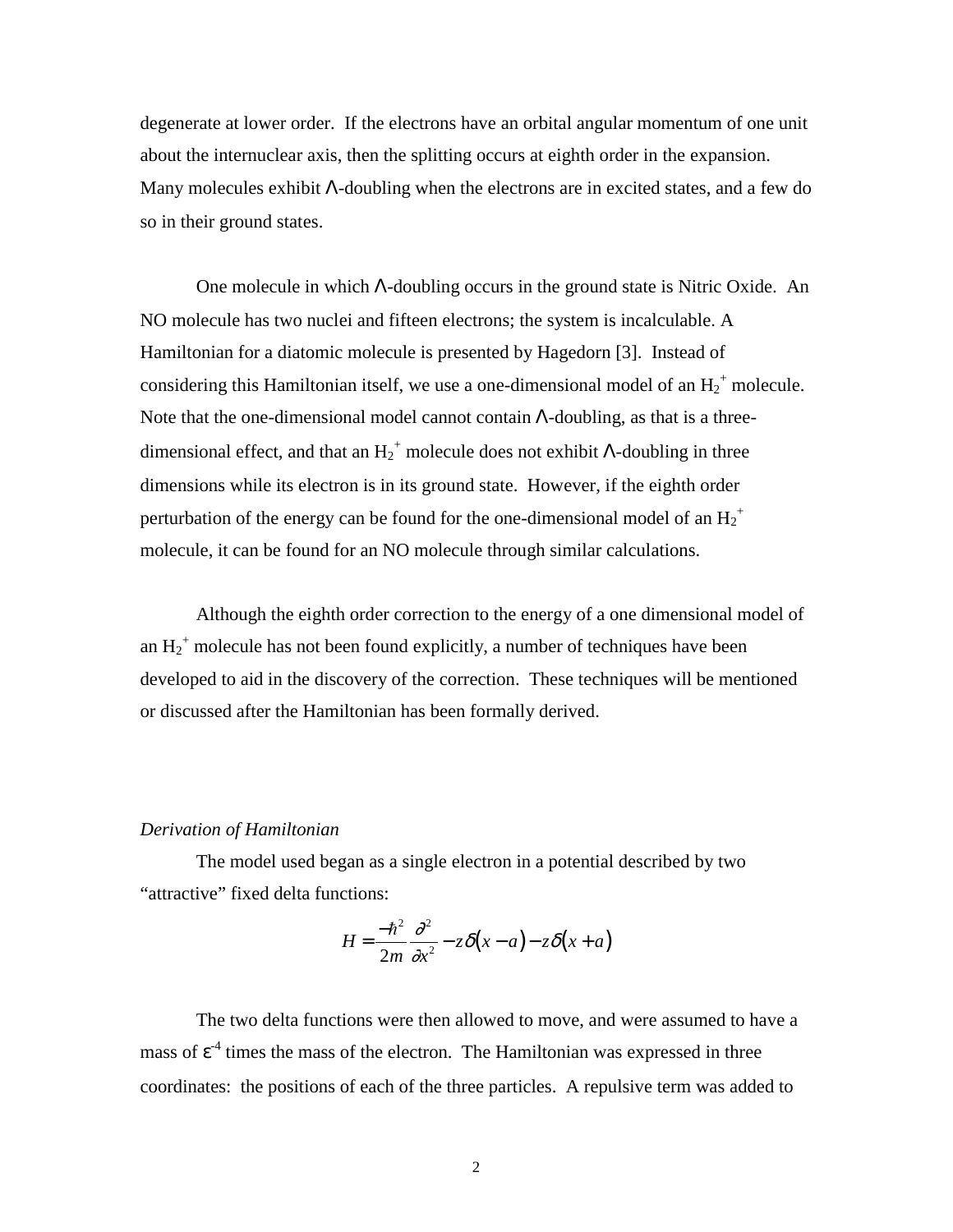degenerate at lower order. If the electrons have an orbital angular momentum of one unit about the internuclear axis, then the splitting occurs at eighth order in the expansion. Many molecules exhibit Λ-doubling when the electrons are in excited states, and a few do so in their ground states.

One molecule in which Λ-doubling occurs in the ground state is Nitric Oxide. An NO molecule has two nuclei and fifteen electrons; the system is incalculable. A Hamiltonian for a diatomic molecule is presented by Hagedorn [3]. Instead of considering this Hamiltonian itself, we use a one-dimensional model of an $H_2^+$ molecule. Note that the one-dimensional model cannot contain Λ-doubling, as that is a three-dimensional effect, and that an $H_2^+$ molecule does not exhibit Λ-doubling in three dimensions while its electron is in its ground state. However, if the eighth order perturbation of the energy can be found for the one-dimensional model of an $H_2^+$ molecule, it can be found for an NO molecule through similar calculations.

Although the eighth order correction to the energy of a one dimensional model of an $H_2^+$ molecule has not been found explicitly, a number of techniques have been developed to aid in the discovery of the correction. These techniques will be mentioned or discussed after the Hamiltonian has been formally derived.

*Derivation of Hamiltonian*

The model used began as a single electron in a potential described by two "attractive" fixed delta functions:

$$H = \frac{-\hbar^2}{2m}\frac{\partial^2}{\partial x^2} - z\delta(x-a) - z\delta(x+a)$$

The two delta functions were then allowed to move, and were assumed to have a mass of $\varepsilon^{-4}$ times the mass of the electron. The Hamiltonian was expressed in three coordinates: the positions of each of the three particles. A repulsive term was added to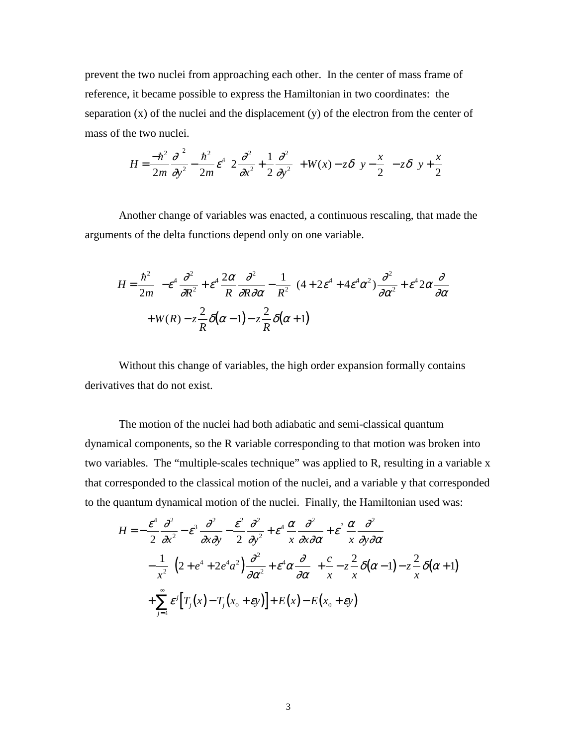prevent the two nuclei from approaching each other. In the center of mass frame of reference, it became possible to express the Hamiltonian in two coordinates: the separation (x) of the nuclei and the displacement (y) of the electron from the center of mass of the two nuclei.

$$H = \frac{-\hbar^2}{2m}\frac{\partial^2}{\partial y^2} - \frac{\hbar^2}{2m}\varepsilon^4\left(2\frac{\partial^2}{\partial x^2} + \frac{1}{2}\frac{\partial^2}{\partial y^2}\right) + W(x) - z\delta\left(y - \frac{x}{2}\right) - z\delta\left(y + \frac{x}{2}\right)$$

Another change of variables was enacted, a continuous rescaling, that made the arguments of the delta functions depend only on one variable.

$$H = \frac{\hbar^2}{2m}\left(-\varepsilon^4\frac{\partial^2}{\partial R^2} + \varepsilon^4\frac{2\alpha}{R}\frac{\partial^2}{\partial R\partial\alpha} - \frac{1}{R^2}\left((4 + 2\varepsilon^4 + 4\varepsilon^4\alpha^2)\frac{\partial^2}{\partial\alpha^2} + \varepsilon^4 2\alpha\frac{\partial}{\partial\alpha}\right)\right)$$
$$+ W(R) - z\frac{2}{R}\delta(\alpha - 1) - z\frac{2}{R}\delta(\alpha + 1)$$

Without this change of variables, the high order expansion formally contains derivatives that do not exist.

The motion of the nuclei had both adiabatic and semi-classical quantum dynamical components, so the R variable corresponding to that motion was broken into two variables. The "multiple-scales technique" was applied to R, resulting in a variable x that corresponded to the classical motion of the nuclei, and a variable y that corresponded to the quantum dynamical motion of the nuclei. Finally, the Hamiltonian used was:

$$H = -\frac{\varepsilon^4}{2}\frac{\partial^2}{\partial x^2} - \varepsilon^3\frac{\partial^2}{\partial x\partial y} - \frac{\varepsilon^2}{2}\frac{\partial^2}{\partial y^2} + \varepsilon^4\frac{\alpha}{x}\frac{\partial^2}{\partial x\partial\alpha} + \varepsilon^3\frac{\alpha}{x}\frac{\partial^2}{\partial y\partial\alpha}$$
$$- \frac{1}{x^2}\left(\left(2 + e^4 + 2e^4a^2\right)\frac{\partial^2}{\partial\alpha^2} + \varepsilon^4\alpha\frac{\partial}{\partial\alpha}\right) + \frac{c}{x} - z\frac{2}{x}\delta(\alpha - 1) - z\frac{2}{x}\delta(\alpha + 1)$$
$$+ \sum_{j=4}^{\infty}\varepsilon^j\left[T_j(x) - T_j(x_0 + \varepsilon y)\right] + E(x) - E(x_0 + \varepsilon y)$$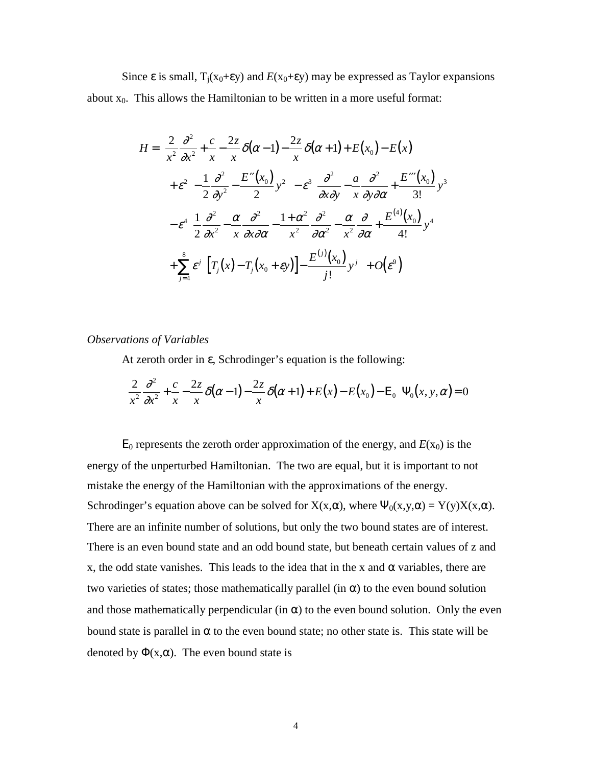Since ε is small, $T_j(x_0+\varepsilon y)$ and $E(x_0+\varepsilon y)$ may be expressed as Taylor expansions about $x_0$. This allows the Hamiltonian to be written in a more useful format:

$$
\begin{aligned}
H = &\left[\frac{2}{x^2}\frac{\partial^2}{\partial x^2} + \frac{c}{x} - \frac{2z}{x}\delta(\alpha-1) - \frac{2z}{x}\delta(\alpha+1) + E(x_0) - E(x)\right] \\
&+\varepsilon^2\left[-\frac{1}{2}\frac{\partial^2}{\partial y^2} - \frac{E''(x_0)}{2}y^2\right] - \varepsilon^3\left[\frac{\partial^2}{\partial x \partial y} - \frac{a}{x}\frac{\partial^2}{\partial y \partial \alpha} + \frac{E'''(x_0)}{3!}y^3\right] \\
&-\varepsilon^4\left[\frac{1}{2}\frac{\partial^2}{\partial x^2} - \frac{\alpha}{x}\frac{\partial^2}{\partial x \partial \alpha} - \frac{1+\alpha^2}{x^2}\frac{\partial^2}{\partial \alpha^2} - \frac{\alpha}{x^2}\frac{\partial}{\partial \alpha} + \frac{E^{(4)}(x_0)}{4!}y^4\right] \\
&+\sum_{j=4}^{8}\varepsilon^j\left\{\left[T_j(x) - T_j(x_0+\varepsilon y)\right] - \frac{E^{(j)}(x_0)}{j!}y^j\right\} + O(\varepsilon^9)
\end{aligned}
$$

*Observations of Variables*

At zeroth order in ε, Schrodinger's equation is the following:

$$
\left[\frac{2}{x^2}\frac{\partial^2}{\partial x^2} + \frac{c}{x} - \frac{2z}{x}\delta(\alpha-1) - \frac{2z}{x}\delta(\alpha+1) + E(x) - E(x_0) - \mathrm{E}_0\right]\Psi_0(x,y,\alpha) = 0
$$

$\mathrm{E}_0$ represents the zeroth order approximation of the energy, and $E(x_0)$ is the energy of the unperturbed Hamiltonian. The two are equal, but it is important to not mistake the energy of the Hamiltonian with the approximations of the energy. Schrodinger's equation above can be solved for $X(x,\alpha)$, where $\Psi_0(x,y,\alpha) = Y(y)X(x,\alpha)$. There are an infinite number of solutions, but only the two bound states are of interest. There is an even bound state and an odd bound state, but beneath certain values of z and x, the odd state vanishes. This leads to the idea that in the x and α variables, there are two varieties of states; those mathematically parallel (in α) to the even bound solution and those mathematically perpendicular (in α) to the even bound solution. Only the even bound state is parallel in α to the even bound state; no other state is. This state will be denoted by $\Phi(x,\alpha)$. The even bound state is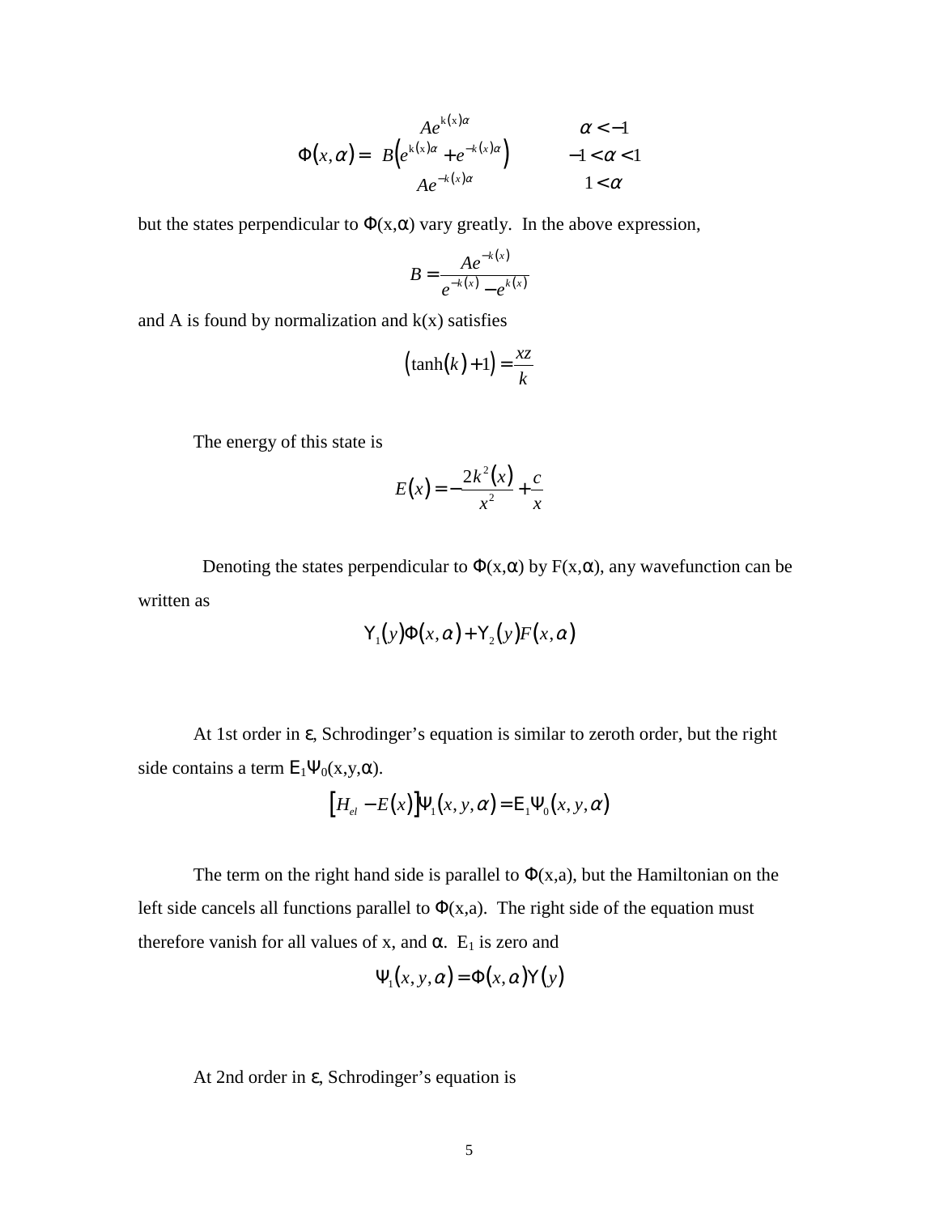$$\Phi(x,\alpha) = \begin{cases} Ae^{k(x)\alpha} & \alpha < -1 \\ B\left(e^{k(x)\alpha} + e^{-k(x)\alpha}\right) & -1 < \alpha < 1 \\ Ae^{-k(x)\alpha} & 1 < \alpha \end{cases}$$

but the states perpendicular to $\Phi(x,\alpha)$ vary greatly. In the above expression,

$$B = \frac{Ae^{-k(x)}}{e^{-k(x)} - e^{k(x)}}$$

and A is found by normalization and k(x) satisfies

$$\left(\tanh(k) + 1\right) = \frac{xz}{k}$$

The energy of this state is

$$E(x) = -\frac{2k^2(x)}{x^2} + \frac{c}{x}$$

Denoting the states perpendicular to $\Phi(x,\alpha)$ by $F(x,\alpha)$, any wavefunction can be written as

$$\Upsilon_1(y)\Phi(x,\alpha) + \Upsilon_2(y)F(x,\alpha)$$

At 1st order in $\varepsilon$, Schrodinger's equation is similar to zeroth order, but the right side contains a term $E_1\Psi_0(x,y,\alpha)$.

$$\left[H_{el} - E(x)\right]\Psi_1(x,y,\alpha) = E_1\Psi_0(x,y,\alpha)$$

The term on the right hand side is parallel to $\Phi(x,a)$, but the Hamiltonian on the left side cancels all functions parallel to $\Phi(x,a)$. The right side of the equation must therefore vanish for all values of x, and $\alpha$. $E_1$ is zero and

$$\Psi_1(x,y,\alpha) = \Phi(x,\alpha)\Upsilon(y)$$

At 2nd order in $\varepsilon$, Schrodinger's equation is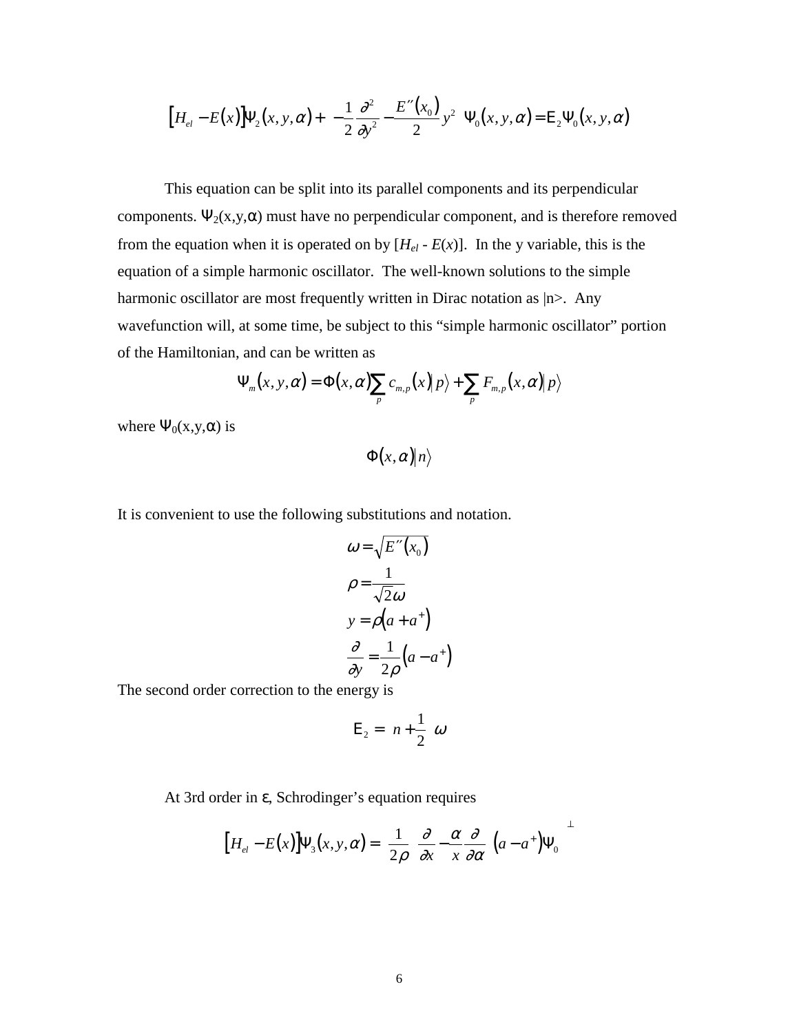$$\left[H_{el} - E(x)\right]\Psi_2(x,y,\alpha) + \left(-\frac{1}{2}\frac{\partial^2}{\partial y^2} - \frac{E''(x_0)}{2}y^2\right)\Psi_0(x,y,\alpha) = \mathrm{E}_2\Psi_0(x,y,\alpha)$$

This equation can be split into its parallel components and its perpendicular components. $\Psi_2(x,y,\alpha)$ must have no perpendicular component, and is therefore removed from the equation when it is operated on by $[H_{el} - E(x)]$. In the y variable, this is the equation of a simple harmonic oscillator. The well-known solutions to the simple harmonic oscillator are most frequently written in Dirac notation as $|n\rangle$. Any wavefunction will, at some time, be subject to this "simple harmonic oscillator" portion of the Hamiltonian, and can be written as

$$\Psi_m(x,y,\alpha) = \Phi(x,\alpha)\sum_p c_{m,p}(x)|p\rangle + \sum_p F_{m,p}(x,\alpha)|p\rangle$$

where $\Psi_0(x,y,\alpha)$ is

$$\Phi(x,\alpha)|n\rangle$$

It is convenient to use the following substitutions and notation.

$$\omega = \sqrt{E''(x_0)}$$

$$\rho = \frac{1}{\sqrt{2\omega}}$$

$$y = \rho\left(a + a^+\right)$$

$$\frac{\partial}{\partial y} = \frac{1}{2\rho}\left(a - a^+\right)$$

The second order correction to the energy is

$$\mathrm{E}_2 = \left(n + \frac{1}{2}\right)\omega$$

At 3rd order in $\varepsilon$, Schrodinger's equation requires

$$\left[H_{el} - E(x)\right]\Psi_3(x,y,\alpha) = \left[\frac{1}{2\rho}\left(\frac{\partial}{\partial x} - \frac{\alpha}{x}\frac{\partial}{\partial \alpha}\right)\left(a - a^+\right)\Psi_0\right]^{\perp}$$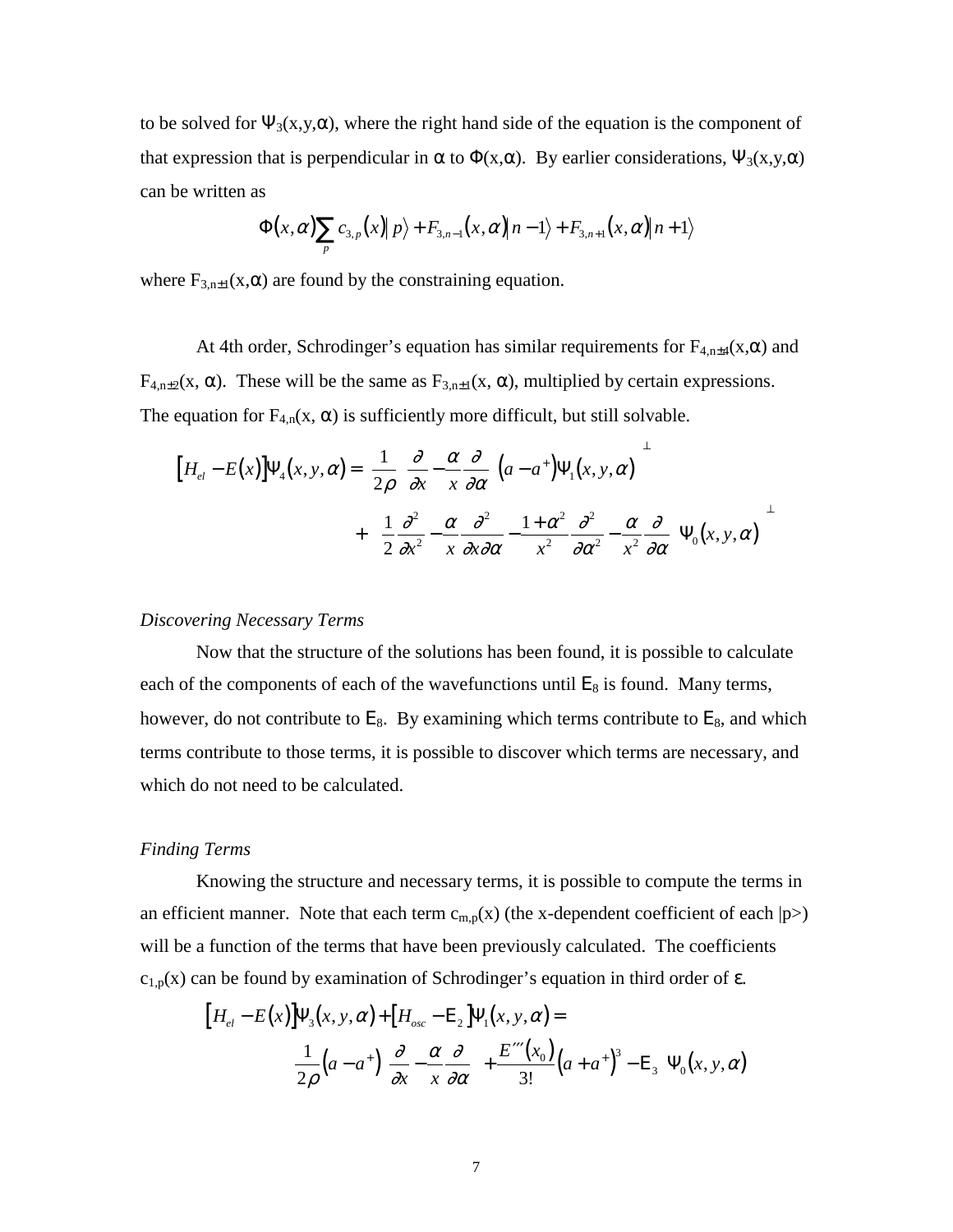to be solved for $\Psi_3(x,y,\alpha)$, where the right hand side of the equation is the component of that expression that is perpendicular in $\alpha$ to $\Phi(x,\alpha)$. By earlier considerations, $\Psi_3(x,y,\alpha)$ can be written as

$$\Phi(x,\alpha)\sum_p c_{3,p}(x)|p\rangle + F_{3,n-1}(x,\alpha)|n-1\rangle + F_{3,n+1}(x,\alpha)|n+1\rangle$$

where $F_{3,n\pm1}(x,\alpha)$ are found by the constraining equation.

At 4th order, Schrodinger's equation has similar requirements for $F_{4,n\pm4}(x,\alpha)$ and $F_{4,n\pm2}(x,\alpha)$. These will be the same as $F_{3,n\pm1}(x,\alpha)$, multiplied by certain expressions. The equation for $F_{4,n}(x,\alpha)$ is sufficiently more difficult, but still solvable.

$$[H_{el} - E(x)]\Psi_4(x,y,\alpha) = \left[\frac{1}{2\rho}\left(\frac{\partial}{\partial x} - \frac{\alpha}{x}\frac{\partial}{\partial \alpha}\right)(a-a^+)\Psi_1(x,y,\alpha)\right]^{\perp}$$
$$+\left[\left(\frac{1}{2}\frac{\partial^2}{\partial x^2} - \frac{\alpha}{x}\frac{\partial^2}{\partial x \partial \alpha} - \frac{1+\alpha^2}{x^2}\frac{\partial^2}{\partial \alpha^2} - \frac{\alpha}{x^2}\frac{\partial}{\partial \alpha}\right)\Psi_0(x,y,\alpha)\right]^{\perp}$$

*Discovering Necessary Terms*

Now that the structure of the solutions has been found, it is possible to calculate each of the components of each of the wavefunctions until $\mathrm{E}_8$ is found. Many terms, however, do not contribute to $\mathrm{E}_8$. By examining which terms contribute to $\mathrm{E}_8$, and which terms contribute to those terms, it is possible to discover which terms are necessary, and which do not need to be calculated.

*Finding Terms*

Knowing the structure and necessary terms, it is possible to compute the terms in an efficient manner. Note that each term $c_{m,p}(x)$ (the x-dependent coefficient of each $|p\rangle$) will be a function of the terms that have been previously calculated. The coefficients $c_{1,p}(x)$ can be found by examination of Schrodinger's equation in third order of $\varepsilon$.

$$[H_{el} - E(x)]\Psi_3(x,y,\alpha) + [H_{osc} - \mathrm{E}_2]\Psi_1(x,y,\alpha) =$$
$$\left[\frac{1}{2\rho}(a-a^+)\left(\frac{\partial}{\partial x} - \frac{\alpha}{x}\frac{\partial}{\partial \alpha}\right) + \frac{E'''(x_0)}{3!}(a+a^+)^3 - \mathrm{E}_3\right]\Psi_0(x,y,\alpha)$$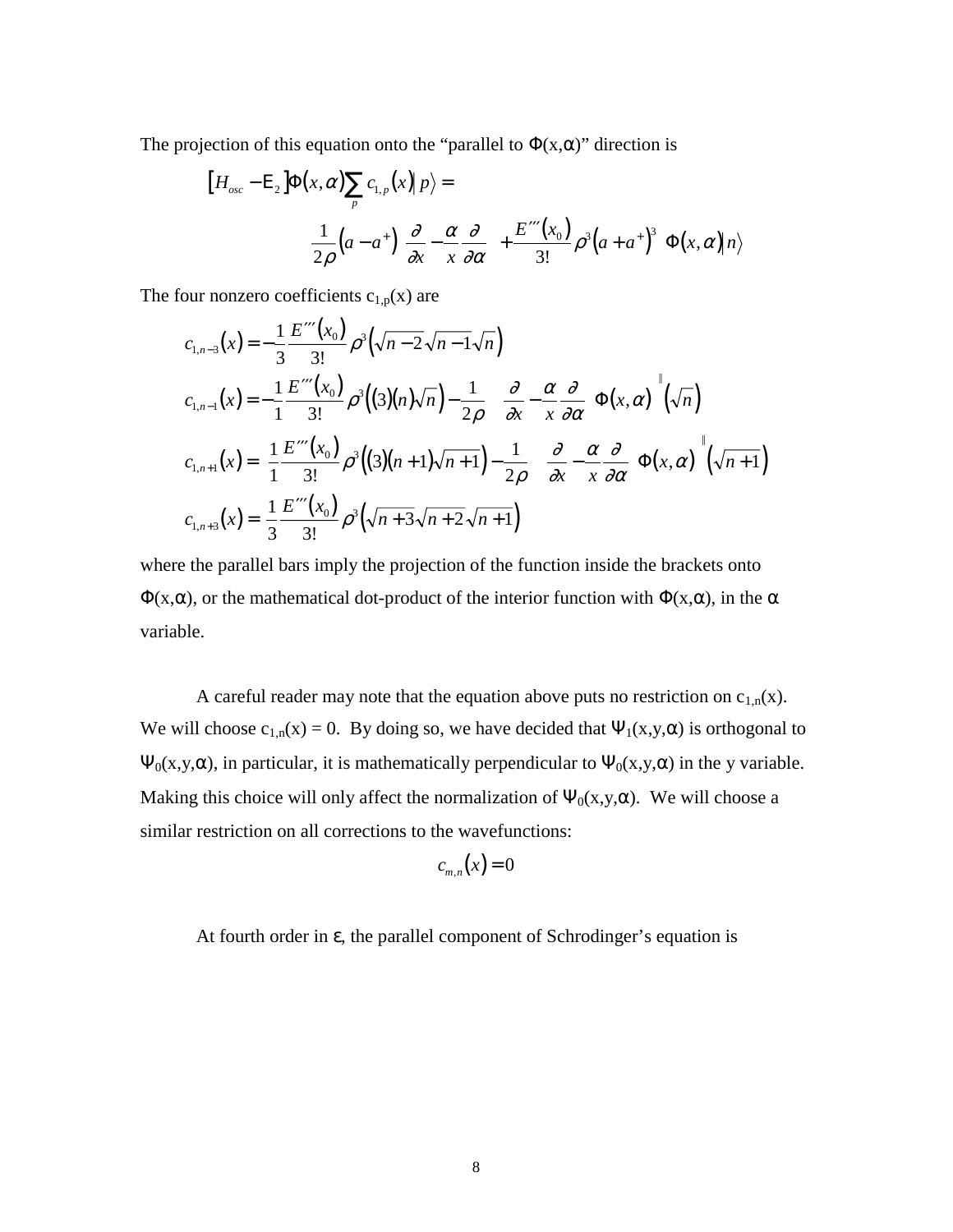The projection of this equation onto the "parallel to $\Phi(x,\alpha)$" direction is

$$\left[H_{osc} - \mathrm{E}_2\right]\Phi(x,\alpha)\sum_p c_{1,p}(x)\left|\,p\right\rangle =$$

$$\left[\frac{1}{2\rho}\left(a - a^{+}\right)\left(\frac{\partial}{\partial x} - \frac{\alpha}{x}\frac{\partial}{\partial \alpha}\right) + \frac{E'''(x_0)}{3!}\rho^3\left(a + a^{+}\right)^3\right]\Phi(x,\alpha)\left|n\right\rangle$$

The four nonzero coefficients $c_{1,p}(x)$ are

$$c_{1,n-3}(x) = -\frac{1}{3}\frac{E'''(x_0)}{3!}\rho^3\left(\sqrt{n-2}\sqrt{n-1}\sqrt{n}\right)$$

$$c_{1,n-1}(x) = -\frac{1}{1}\frac{E'''(x_0)}{3!}\rho^3\left((3)(n)\sqrt{n}\right) - \frac{1}{2\rho}\left[\left(\frac{\partial}{\partial x} - \frac{\alpha}{x}\frac{\partial}{\partial \alpha}\right)\Phi(x,\alpha)\right]^{\parallel}\left(\sqrt{n}\right)$$

$$c_{1,n+1}(x) = \frac{1}{1}\frac{E'''(x_0)}{3!}\rho^3\left((3)(n+1)\sqrt{n+1}\right) - \frac{1}{2\rho}\left[\left(\frac{\partial}{\partial x} - \frac{\alpha}{x}\frac{\partial}{\partial \alpha}\right)\Phi(x,\alpha)\right]^{\parallel}\left(\sqrt{n+1}\right)$$

$$c_{1,n+3}(x) = \frac{1}{3}\frac{E'''(x_0)}{3!}\rho^3\left(\sqrt{n+3}\sqrt{n+2}\sqrt{n+1}\right)$$

where the parallel bars imply the projection of the function inside the brackets onto $\Phi(x,\alpha)$, or the mathematical dot-product of the interior function with $\Phi(x,\alpha)$, in the $\alpha$ variable.

A careful reader may note that the equation above puts no restriction on $c_{1,n}(x)$. We will choose $c_{1,n}(x) = 0$. By doing so, we have decided that $\Psi_1(x,y,\alpha)$ is orthogonal to $\Psi_0(x,y,\alpha)$, in particular, it is mathematically perpendicular to $\Psi_0(x,y,\alpha)$ in the y variable. Making this choice will only affect the normalization of $\Psi_0(x,y,\alpha)$. We will choose a similar restriction on all corrections to the wavefunctions:

$$c_{m,n}(x) = 0$$

At fourth order in $\varepsilon$, the parallel component of Schrodinger's equation is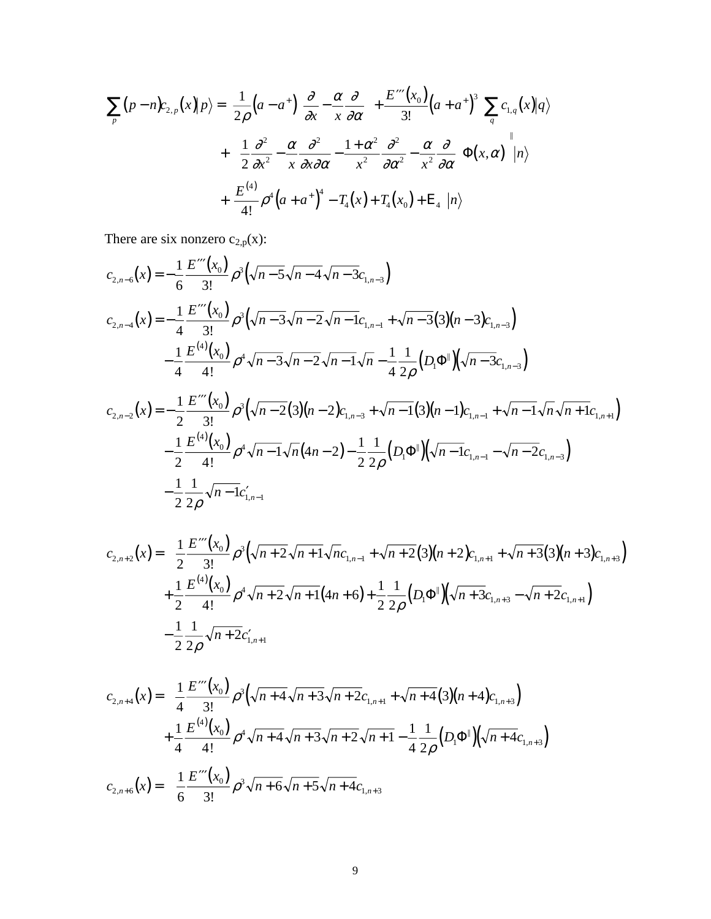$$\sum_p (p-n)c_{2,p}(x)|p\rangle = \left[\frac{1}{2\rho}\left(a-a^+\right)\left(\frac{\partial}{\partial x}-\frac{\alpha}{x}\frac{\partial}{\partial \alpha}\right)+\frac{E'''(x_0)}{3!}\left(a+a^+\right)^3\right]\sum_q c_{1,q}(x)|q\rangle$$

$$+\left[\frac{1}{2}\left(\frac{\partial^2}{\partial x^2}-\frac{\alpha}{x}\frac{\partial^2}{\partial x \partial \alpha}-\frac{1+\alpha^2}{x^2}\frac{\partial^2}{\partial \alpha^2}-\frac{\alpha}{x^2}\frac{\partial}{\partial \alpha}\right)\Phi(x,\alpha)\right]^{\|}|n\rangle$$

$$+\left[\frac{E^{(4)}}{4!}\rho^4\left(a+a^+\right)^4-T_4(x)+T_4(x_0)+\mathrm{E}_4\right]|n\rangle$$

There are six nonzero $c_{2,p}(x)$:

$$c_{2,n-6}(x)=-\frac{1}{6}\frac{E'''(x_0)}{3!}\rho^3\left(\sqrt{n-5}\sqrt{n-4}\sqrt{n-3}c_{1,n-3}\right)$$

$$c_{2,n-4}(x)=-\frac{1}{4}\frac{E'''(x_0)}{3!}\rho^3\left(\sqrt{n-3}\sqrt{n-2}\sqrt{n-1}c_{1,n-1}+\sqrt{n-3}(3)(n-3)c_{1,n-3}\right)$$
$$-\frac{1}{4}\frac{E^{(4)}(x_0)}{4!}\rho^4\sqrt{n-3}\sqrt{n-2}\sqrt{n-1}\sqrt{n}-\frac{1}{4}\frac{1}{2\rho}\left(D_1\Phi^{\|}\right)\left(\sqrt{n-3}c_{1,n-3}\right)$$

$$c_{2,n-2}(x)=-\frac{1}{2}\frac{E'''(x_0)}{3!}\rho^3\left(\sqrt{n-2}(3)(n-2)c_{1,n-3}+\sqrt{n-1}(3)(n-1)c_{1,n-1}+\sqrt{n-1}\sqrt{n}\sqrt{n+1}c_{1,n+1}\right)$$
$$-\frac{1}{2}\frac{E^{(4)}(x_0)}{4!}\rho^4\sqrt{n-1}\sqrt{n}(4n-2)-\frac{1}{2}\frac{1}{2\rho}\left(D_1\Phi^{\|}\right)\left(\sqrt{n-1}c_{1,n-1}-\sqrt{n-2}c_{1,n-3}\right)$$
$$-\frac{1}{2}\frac{1}{2\rho}\sqrt{n-1}c'_{1,n-1}$$

$$c_{2,n+2}(x)=\frac{1}{2}\frac{E'''(x_0)}{3!}\rho^3\left(\sqrt{n+2}\sqrt{n+1}\sqrt{n}c_{1,n-1}+\sqrt{n+2}(3)(n+2)c_{1,n+1}+\sqrt{n+3}(3)(n+3)c_{1,n+3}\right)$$
$$+\frac{1}{2}\frac{E^{(4)}(x_0)}{4!}\rho^4\sqrt{n+2}\sqrt{n+1}(4n+6)+\frac{1}{2}\frac{1}{2\rho}\left(D_1\Phi^{\|}\right)\left(\sqrt{n+3}c_{1,n+3}-\sqrt{n+2}c_{1,n+1}\right)$$
$$-\frac{1}{2}\frac{1}{2\rho}\sqrt{n+2}c'_{1,n+1}$$

$$c_{2,n+4}(x)=\frac{1}{4}\frac{E'''(x_0)}{3!}\rho^3\left(\sqrt{n+4}\sqrt{n+3}\sqrt{n+2}c_{1,n+1}+\sqrt{n+4}(3)(n+4)c_{1,n+3}\right)$$
$$+\frac{1}{4}\frac{E^{(4)}(x_0)}{4!}\rho^4\sqrt{n+4}\sqrt{n+3}\sqrt{n+2}\sqrt{n+1}-\frac{1}{4}\frac{1}{2\rho}\left(D_1\Phi^{\|}\right)\left(\sqrt{n+4}c_{1,n+3}\right)$$

$$c_{2,n+6}(x)=\frac{1}{6}\frac{E'''(x_0)}{3!}\rho^3\sqrt{n+6}\sqrt{n+5}\sqrt{n+4}c_{1,n+3}$$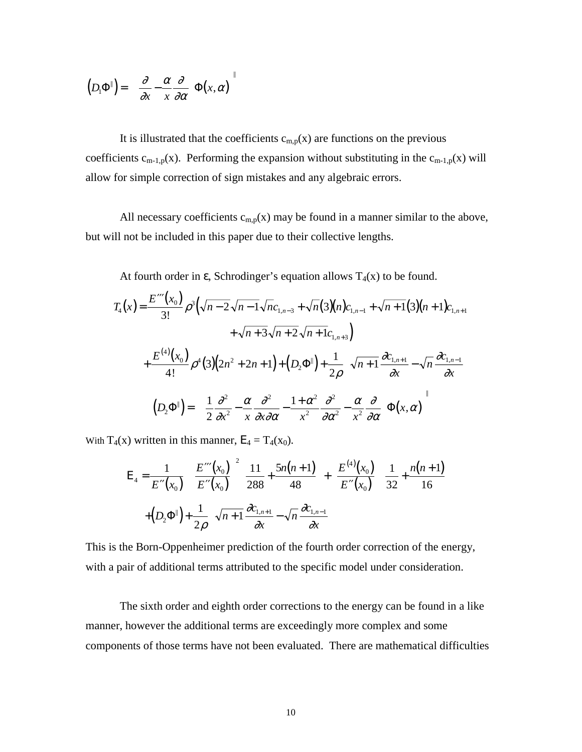$$\left(D_1\Phi^{\parallel}\right) = \left\langle \left(\frac{\partial}{\partial x} - \frac{\alpha}{x}\frac{\partial}{\partial \alpha}\right)\Phi(x,\alpha)\right\rangle^{\parallel}$$

It is illustrated that the coefficients $c_{m,p}(x)$ are functions on the previous coefficients $c_{m-1,p}(x)$. Performing the expansion without substituting in the $c_{m-1,p}(x)$ will allow for simple correction of sign mistakes and any algebraic errors.

All necessary coefficients $c_{m,p}(x)$ may be found in a manner similar to the above, but will not be included in this paper due to their collective lengths.

At fourth order in ε, Schrodinger's equation allows $T_4(x)$ to be found.

$$\begin{aligned}
T_4(x) = {} & \frac{E'''(x_0)}{3!}\rho^3\Big(\sqrt{n-2}\sqrt{n-1}\sqrt{n}c_{1,n-3} + \sqrt{n}(3)(n)c_{1,n-1} + \sqrt{n+1}(3)(n+1)c_{1,n+1} \\
& + \sqrt{n+3}\sqrt{n+2}\sqrt{n+1}c_{1,n+3}\Big) \\
& + \frac{E^{(4)}(x_0)}{4!}\rho^4(3)\left(2n^2+2n+1\right) + \left(D_2\Phi^{\parallel}\right) + \frac{1}{2\rho}\left(\sqrt{n+1}\frac{\partial c_{1,n+1}}{\partial x} - \sqrt{n}\frac{\partial c_{1,n-1}}{\partial x}\right)
\end{aligned}$$

$$\left(D_2\Phi^{\parallel}\right) = \left\langle \left(\frac{1}{2}\frac{\partial^2}{\partial x^2} - \frac{\alpha}{x}\frac{\partial^2}{\partial x \partial \alpha} - \frac{1+\alpha^2}{x^2}\frac{\partial^2}{\partial \alpha^2} - \frac{\alpha}{x^2}\frac{\partial}{\partial \alpha}\right)\Phi(x,\alpha)\right\rangle^{\parallel}$$

With $T_4(x)$ written in this manner, $\mathrm{E}_4 = T_4(x_0)$.

$$\begin{aligned}
\mathrm{E}_4 = {} & \frac{1}{E''(x_0)}\left[\left(\frac{E'''(x_0)}{E''(x_0)}\right)^2\left(\frac{11}{288} + \frac{5n(n+1)}{48}\right) + \left(\frac{E^{(4)}(x_0)}{E''(x_0)}\right)\left(\frac{1}{32} + \frac{n(n+1)}{16}\right)\right] \\
& + \left(D_2\Phi^{\parallel}\right) + \frac{1}{2\rho}\left(\sqrt{n+1}\frac{\partial c_{1,n+1}}{\partial x} - \sqrt{n}\frac{\partial c_{1,n-1}}{\partial x}\right)
\end{aligned}$$

This is the Born-Oppenheimer prediction of the fourth order correction of the energy, with a pair of additional terms attributed to the specific model under consideration.

The sixth order and eighth order corrections to the energy can be found in a like manner, however the additional terms are exceedingly more complex and some components of those terms have not been evaluated. There are mathematical difficulties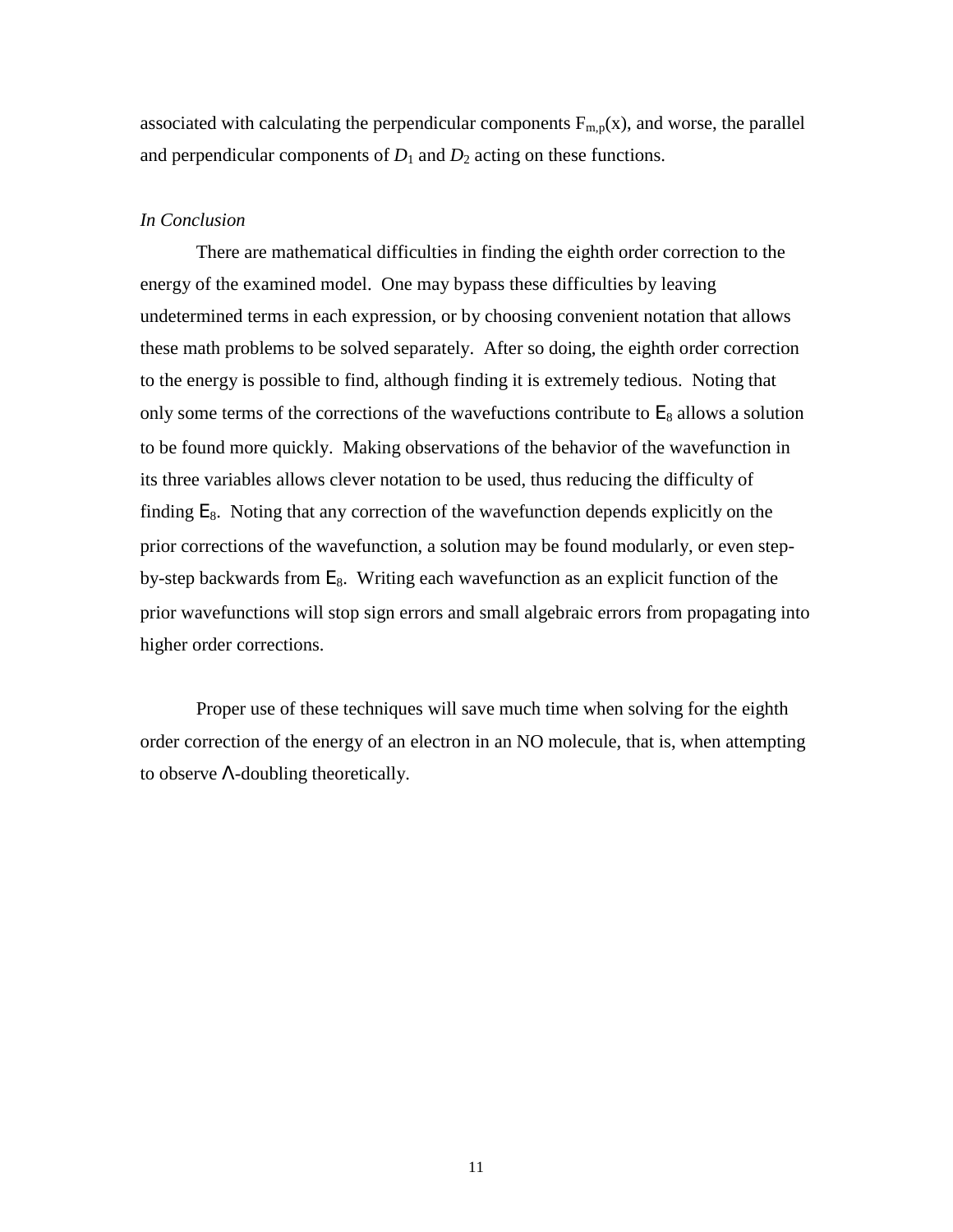associated with calculating the perpendicular components $F_{m,p}(x)$, and worse, the parallel and perpendicular components of $D_1$ and $D_2$ acting on these functions.

*In Conclusion*

There are mathematical difficulties in finding the eighth order correction to the energy of the examined model. One may bypass these difficulties by leaving undetermined terms in each expression, or by choosing convenient notation that allows these math problems to be solved separately. After so doing, the eighth order correction to the energy is possible to find, although finding it is extremely tedious. Noting that only some terms of the corrections of the wavefuctions contribute to $E_8$ allows a solution to be found more quickly. Making observations of the behavior of the wavefunction in its three variables allows clever notation to be used, thus reducing the difficulty of finding $E_8$. Noting that any correction of the wavefunction depends explicitly on the prior corrections of the wavefunction, a solution may be found modularly, or even step-by-step backwards from $E_8$. Writing each wavefunction as an explicit function of the prior wavefunctions will stop sign errors and small algebraic errors from propagating into higher order corrections.

Proper use of these techniques will save much time when solving for the eighth order correction of the energy of an electron in an NO molecule, that is, when attempting to observe $\Lambda$-doubling theoretically.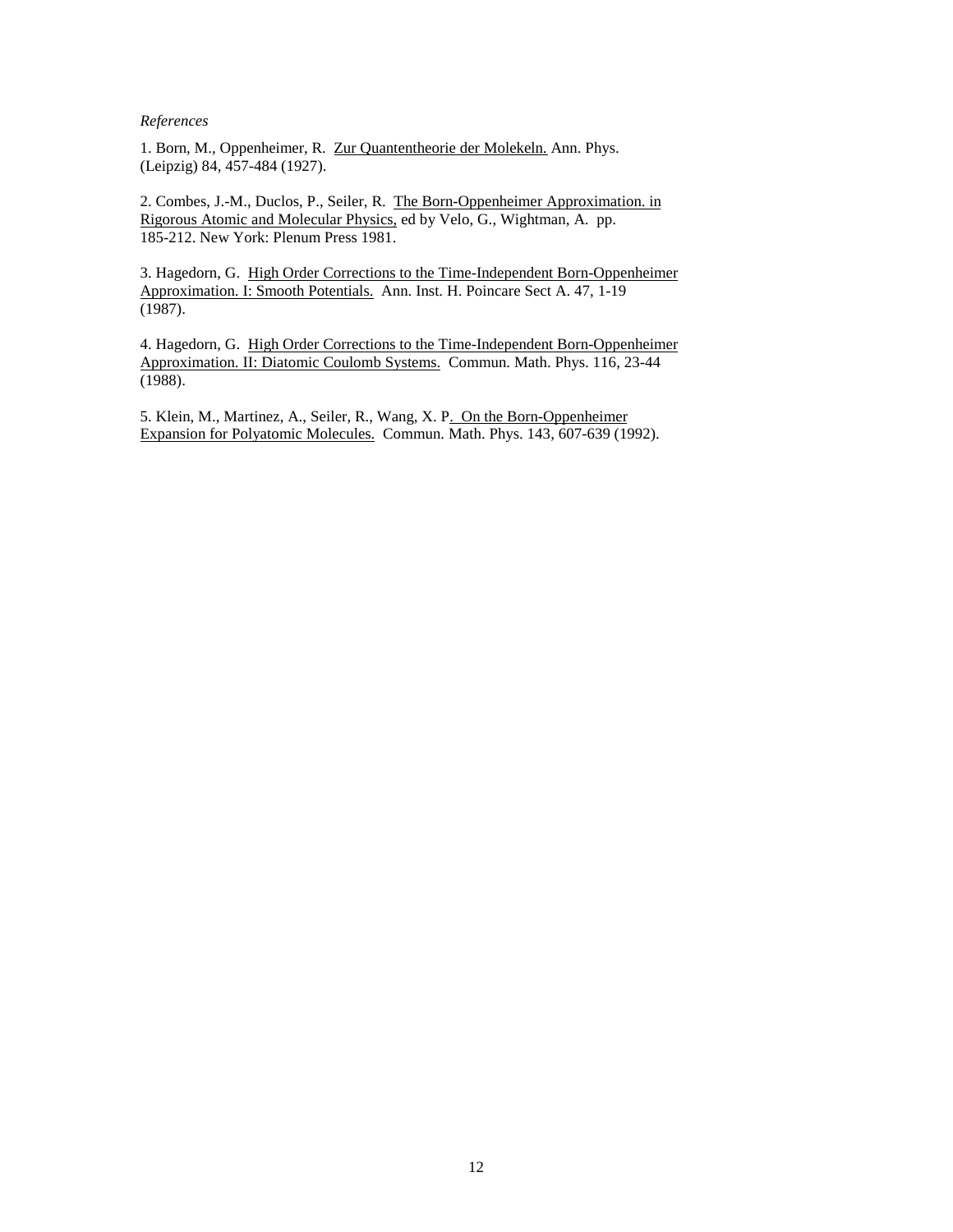*References*

1. Born, M., Oppenheimer, R. Zur Quantentheorie der Molekeln. Ann. Phys. (Leipzig) 84, 457-484 (1927).

2. Combes, J.-M., Duclos, P., Seiler, R. The Born-Oppenheimer Approximation. in Rigorous Atomic and Molecular Physics, ed by Velo, G., Wightman, A. pp. 185-212. New York: Plenum Press 1981.

3. Hagedorn, G. High Order Corrections to the Time-Independent Born-Oppenheimer Approximation. I: Smooth Potentials. Ann. Inst. H. Poincare Sect A. 47, 1-19 (1987).

4. Hagedorn, G. High Order Corrections to the Time-Independent Born-Oppenheimer Approximation. II: Diatomic Coulomb Systems. Commun. Math. Phys. 116, 23-44 (1988).

5. Klein, M., Martinez, A., Seiler, R., Wang, X. P. On the Born-Oppenheimer Expansion for Polyatomic Molecules. Commun. Math. Phys. 143, 607-639 (1992).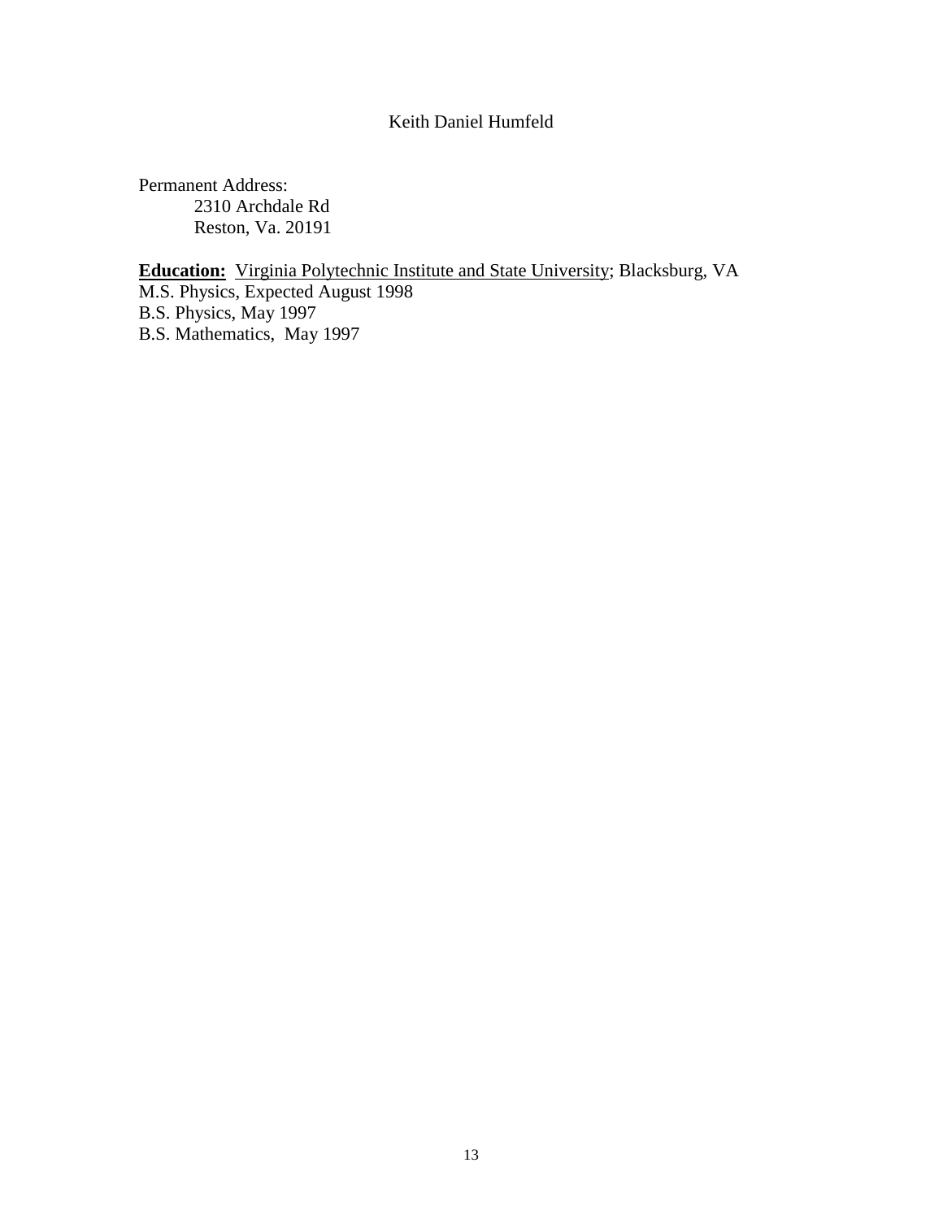Keith Daniel Humfeld

Permanent Address:
    2310 Archdale Rd
    Reston, Va. 20191

**Education:** Virginia Polytechnic Institute and State University; Blacksburg, VA

M.S. Physics, Expected August 1998

B.S. Physics, May 1997

B.S. Mathematics, May 1997